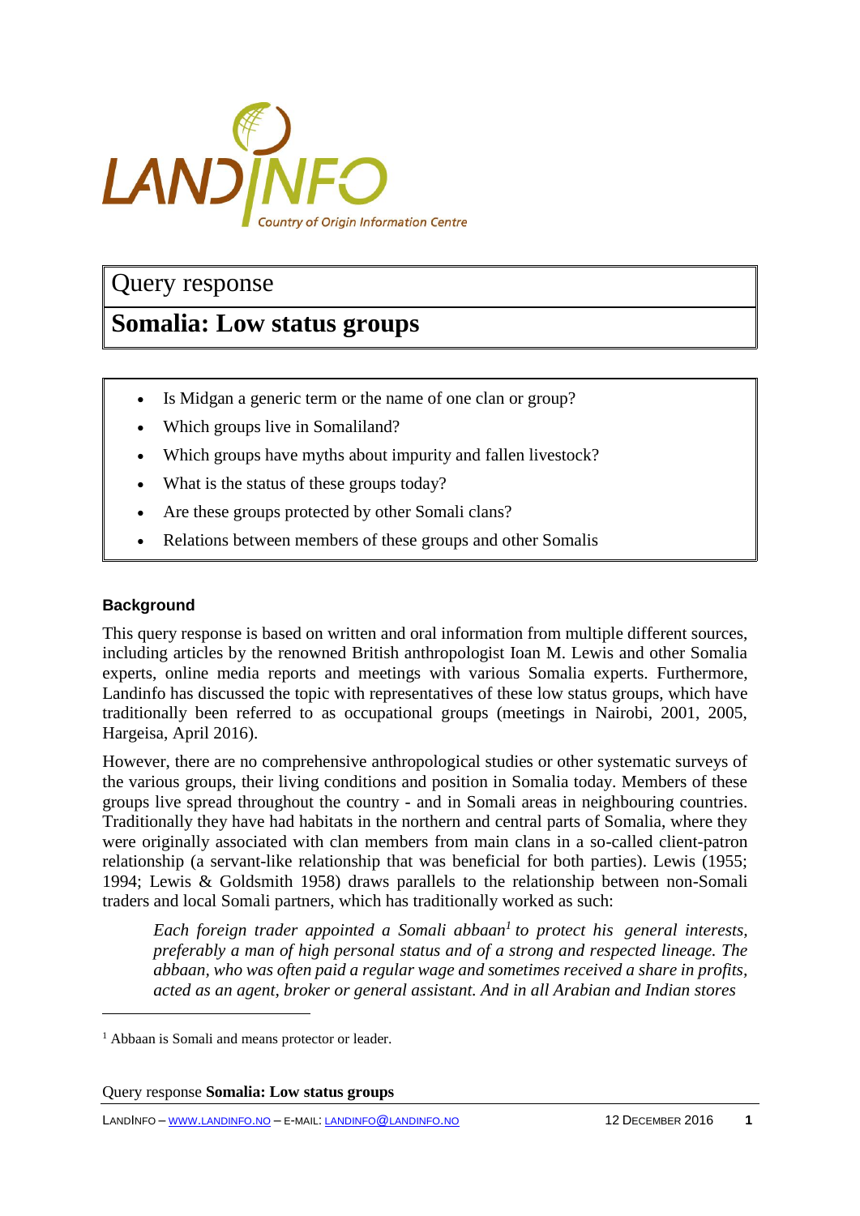# Query response

# Somalia: Low status groups

- Is Midgan a generic term or the name of one clan or group?
- Which groups live in Somaliland?
- Which groups have myths about impurity and fallen livestock?
- What is the status of these groups today?
- Are these groups protected by other Somali clans?
- Relations between members of these groups and other Somalis

## Background

This query response is based on written and oral information from multiple different sources, including articles by the renowned British anthropologist Ioan M. Lewis and other Somalia experts, online media reports and meetings with various Somalia experts. Furthermore, Landinfo has discussed the topic with representatives of these low status groups, which have traditionally been referred to as occupational groups (meetings in Nairobi, 2001, 2005, Hargeisa, April 2016).

However, there are no comprehensive anthropological studies or other systematic surveys of the various groups, their living conditions and position in Somalia today. Members of these groups live spread throughout the country - and in Somali areas in neighbouring countries. Traditionally they have had habitats in the northern and central parts of Somalia, where they were originally associated with clan members from main clans in a so-called client-patron relationship (a servant-like relationship that was beneficial for both parties). Lewis (1955; 1994; Lewis & Goldsmith 1958) draws parallels to the relationship between non-Somali traders and local Somali partners, which has traditionally worked as such:

> *Each foreign trader appointed a Somali abbaan*[1] *to protect his general interests, preferably a man of high personal status and of a strong and respected lineage. The abbaan, who was often paid a regular wage and sometimes received a share in profits, acted as an agent, broker or general assistant. And in all Arabian and Indian stores*

[1] Abbaan is Somali and means protector or leader.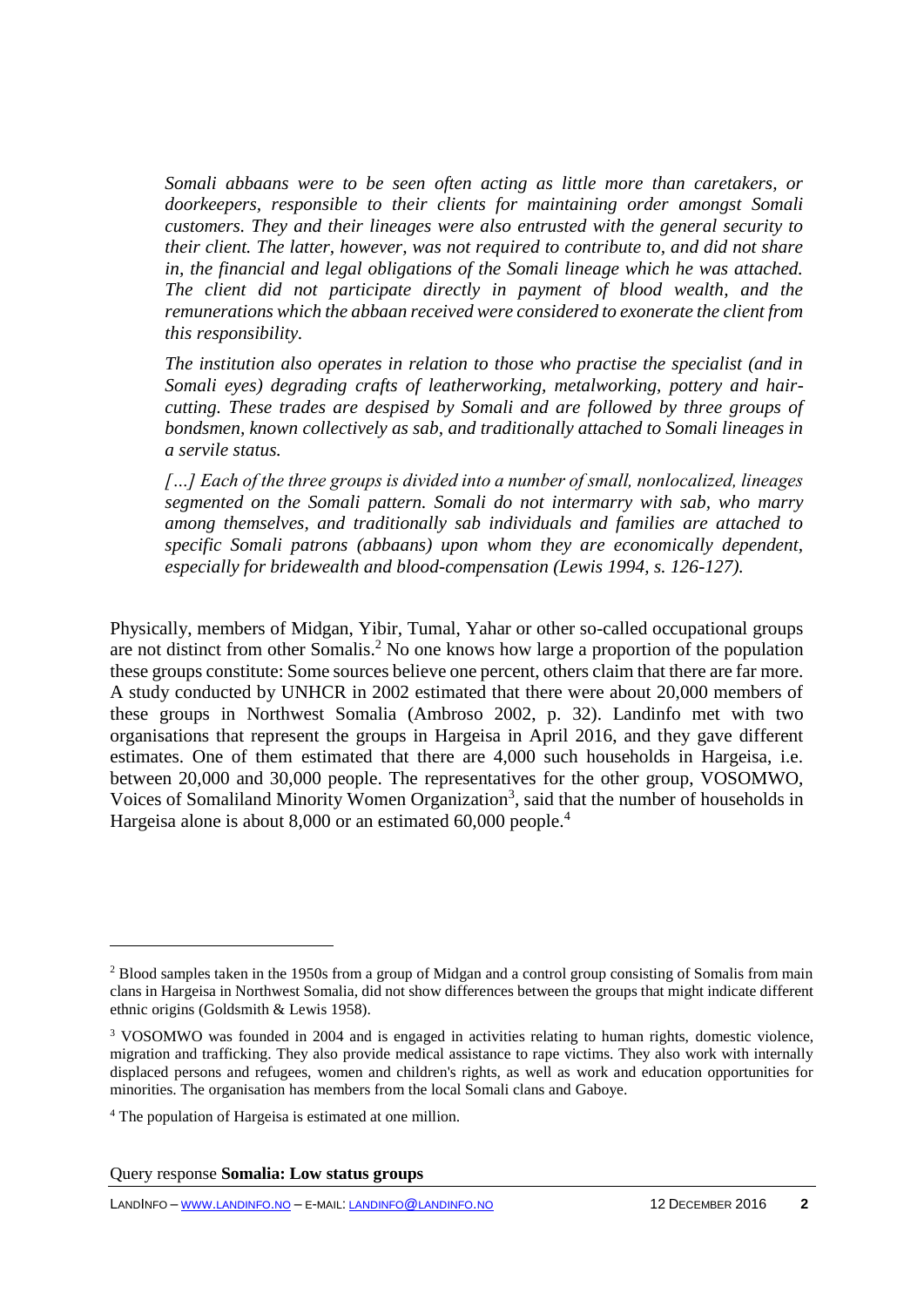> *Somali abbaans were to be seen often acting as little more than caretakers, or doorkeepers, responsible to their clients for maintaining order amongst Somali customers. They and their lineages were also entrusted with the general security to their client. The latter, however, was not required to contribute to, and did not share in, the financial and legal obligations of the Somali lineage which he was attached. The client did not participate directly in payment of blood wealth, and the remunerations which the abbaan received were considered to exonerate the client from this responsibility.*
>
> *The institution also operates in relation to those who practise the specialist (and in Somali eyes) degrading crafts of leatherworking, metalworking, pottery and hair-cutting. These trades are despised by Somali and are followed by three groups of bondsmen, known collectively as sab, and traditionally attached to Somali lineages in a servile status.*
>
> *[…] Each of the three groups is divided into a number of small, nonlocalized, lineages segmented on the Somali pattern. Somali do not intermarry with sab, who marry among themselves, and traditionally sab individuals and families are attached to specific Somali patrons (abbaans) upon whom they are economically dependent, especially for bridewealth and blood-compensation (Lewis 1994, s. 126-127).*

Physically, members of Midgan, Yibir, Tumal, Yahar or other so-called occupational groups are not distinct from other Somalis.[2] No one knows how large a proportion of the population these groups constitute: Some sources believe one percent, others claim that there are far more. A study conducted by UNHCR in 2002 estimated that there were about 20,000 members of these groups in Northwest Somalia (Ambroso 2002, p. 32). Landinfo met with two organisations that represent the groups in Hargeisa in April 2016, and they gave different estimates. One of them estimated that there are 4,000 such households in Hargeisa, i.e. between 20,000 and 30,000 people. The representatives for the other group, VOSOMWO, Voices of Somaliland Minority Women Organization[3], said that the number of households in Hargeisa alone is about 8,000 or an estimated 60,000 people.[4]

---

[2] Blood samples taken in the 1950s from a group of Midgan and a control group consisting of Somalis from main clans in Hargeisa in Northwest Somalia, did not show differences between the groups that might indicate different ethnic origins (Goldsmith & Lewis 1958).

[3] VOSOMWO was founded in 2004 and is engaged in activities relating to human rights, domestic violence, migration and trafficking. They also provide medical assistance to rape victims. They also work with internally displaced persons and refugees, women and children's rights, as well as work and education opportunities for minorities. The organisation has members from the local Somali clans and Gaboye.

[4] The population of Hargeisa is estimated at one million.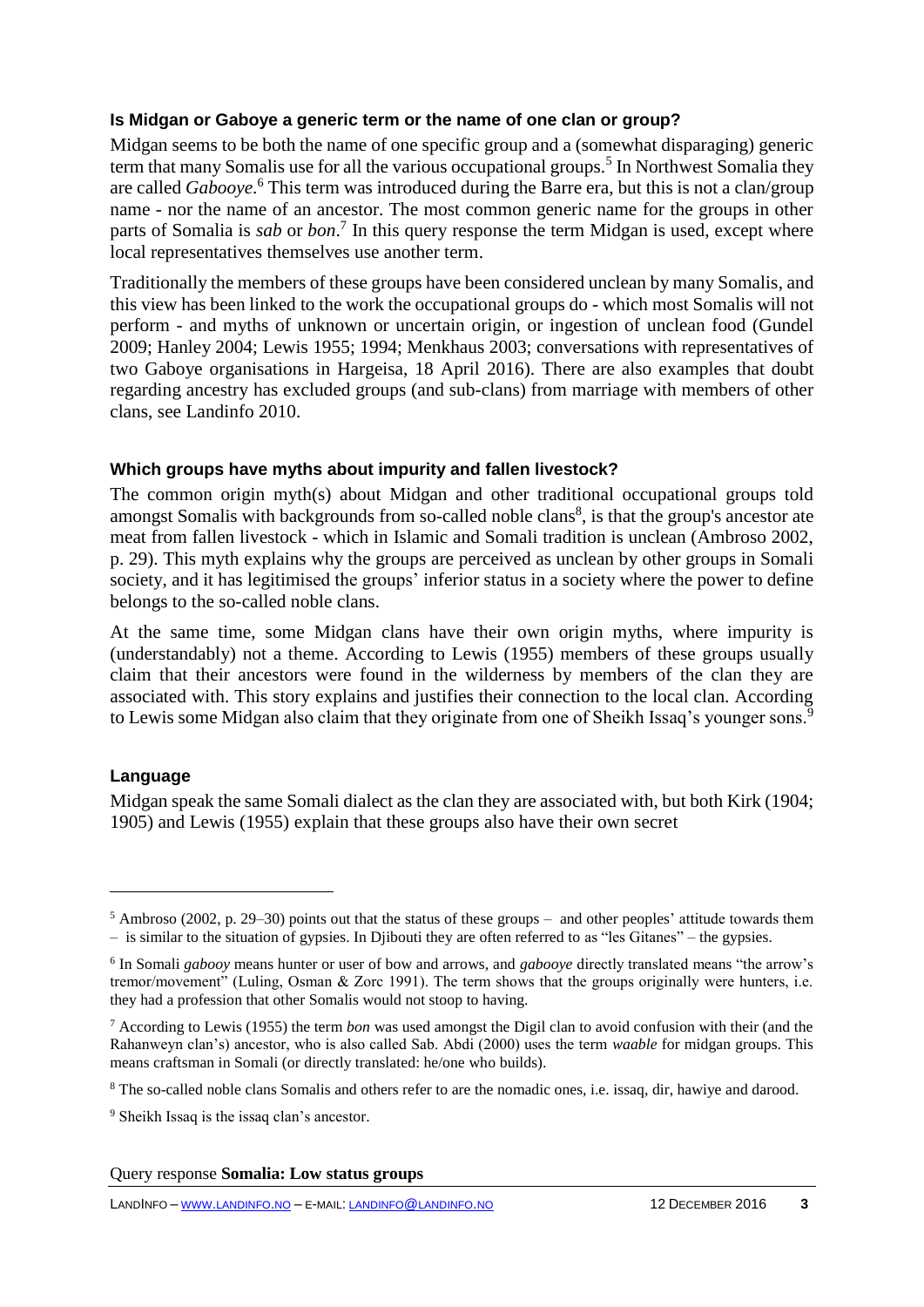### Is Midgan or Gaboye a generic term or the name of one clan or group?

Midgan seems to be both the name of one specific group and a (somewhat disparaging) generic term that many Somalis use for all the various occupational groups.[5] In Northwest Somalia they are called *Gabooye*.[6] This term was introduced during the Barre era, but this is not a clan/group name - nor the name of an ancestor. The most common generic name for the groups in other parts of Somalia is *sab* or *bon*.[7] In this query response the term Midgan is used, except where local representatives themselves use another term.

Traditionally the members of these groups have been considered unclean by many Somalis, and this view has been linked to the work the occupational groups do - which most Somalis will not perform - and myths of unknown or uncertain origin, or ingestion of unclean food (Gundel 2009; Hanley 2004; Lewis 1955; 1994; Menkhaus 2003; conversations with representatives of two Gaboye organisations in Hargeisa, 18 April 2016). There are also examples that doubt regarding ancestry has excluded groups (and sub-clans) from marriage with members of other clans, see Landinfo 2010.

### Which groups have myths about impurity and fallen livestock?

The common origin myth(s) about Midgan and other traditional occupational groups told amongst Somalis with backgrounds from so-called noble clans[8], is that the group's ancestor ate meat from fallen livestock - which in Islamic and Somali tradition is unclean (Ambroso 2002, p. 29). This myth explains why the groups are perceived as unclean by other groups in Somali society, and it has legitimised the groups' inferior status in a society where the power to define belongs to the so-called noble clans.

At the same time, some Midgan clans have their own origin myths, where impurity is (understandably) not a theme. According to Lewis (1955) members of these groups usually claim that their ancestors were found in the wilderness by members of the clan they are associated with. This story explains and justifies their connection to the local clan. According to Lewis some Midgan also claim that they originate from one of Sheikh Issaq's younger sons.[9]

### Language

Midgan speak the same Somali dialect as the clan they are associated with, but both Kirk (1904; 1905) and Lewis (1955) explain that these groups also have their own secret

---

[5] Ambroso (2002, p. 29–30) points out that the status of these groups – and other peoples' attitude towards them – is similar to the situation of gypsies. In Djibouti they are often referred to as "les Gitanes" – the gypsies.

[6] In Somali *gabooy* means hunter or user of bow and arrows, and *gabooye* directly translated means "the arrow's tremor/movement" (Luling, Osman & Zorc 1991). The term shows that the groups originally were hunters, i.e. they had a profession that other Somalis would not stoop to having.

[7] According to Lewis (1955) the term *bon* was used amongst the Digil clan to avoid confusion with their (and the Rahanweyn clan's) ancestor, who is also called Sab. Abdi (2000) uses the term *waable* for midgan groups. This means craftsman in Somali (or directly translated: he/one who builds).

[8] The so-called noble clans Somalis and others refer to are the nomadic ones, i.e. issaq, dir, hawiye and darood.

[9] Sheikh Issaq is the issaq clan's ancestor.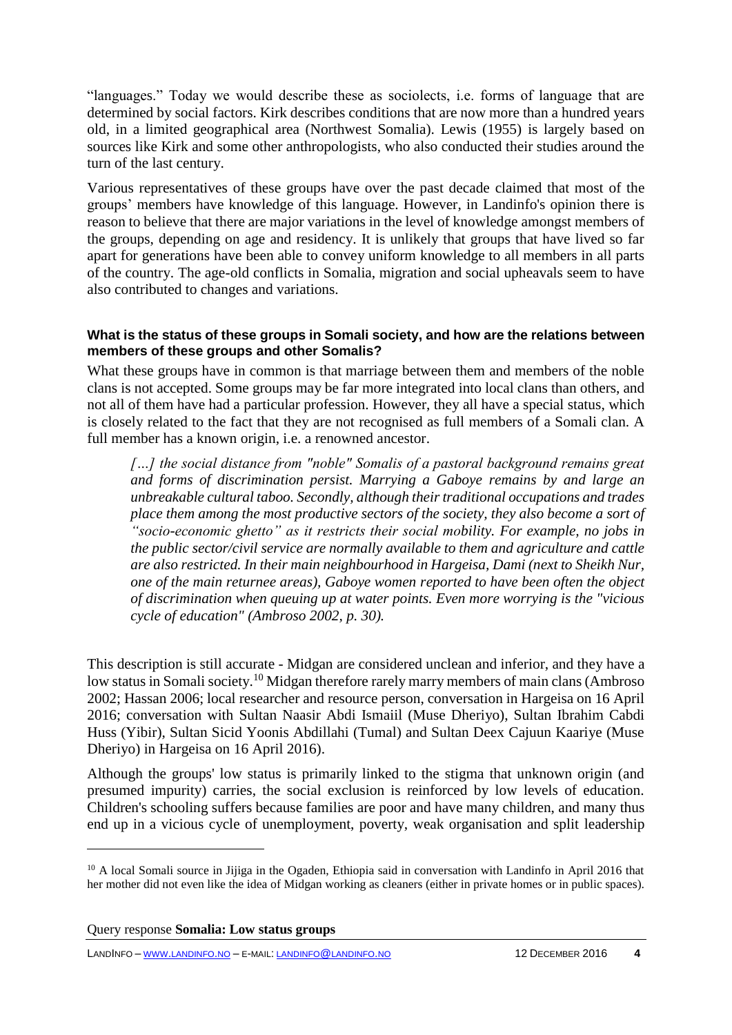"languages." Today we would describe these as sociolects, i.e. forms of language that are determined by social factors. Kirk describes conditions that are now more than a hundred years old, in a limited geographical area (Northwest Somalia). Lewis (1955) is largely based on sources like Kirk and some other anthropologists, who also conducted their studies around the turn of the last century.

Various representatives of these groups have over the past decade claimed that most of the groups' members have knowledge of this language. However, in Landinfo's opinion there is reason to believe that there are major variations in the level of knowledge amongst members of the groups, depending on age and residency. It is unlikely that groups that have lived so far apart for generations have been able to convey uniform knowledge to all members in all parts of the country. The age-old conflicts in Somalia, migration and social upheavals seem to have also contributed to changes and variations.

**What is the status of these groups in Somali society, and how are the relations between members of these groups and other Somalis?**

What these groups have in common is that marriage between them and members of the noble clans is not accepted. Some groups may be far more integrated into local clans than others, and not all of them have had a particular profession. However, they all have a special status, which is closely related to the fact that they are not recognised as full members of a Somali clan. A full member has a known origin, i.e. a renowned ancestor.

> *[…] the social distance from "noble" Somalis of a pastoral background remains great and forms of discrimination persist. Marrying a Gaboye remains by and large an unbreakable cultural taboo. Secondly, although their traditional occupations and trades place them among the most productive sectors of the society, they also become a sort of "socio-economic ghetto" as it restricts their social mobility. For example, no jobs in the public sector/civil service are normally available to them and agriculture and cattle are also restricted. In their main neighbourhood in Hargeisa, Dami (next to Sheikh Nur, one of the main returnee areas), Gaboye women reported to have been often the object of discrimination when queuing up at water points. Even more worrying is the "vicious cycle of education" (Ambroso 2002, p. 30).*

This description is still accurate - Midgan are considered unclean and inferior, and they have a low status in Somali society.[10] Midgan therefore rarely marry members of main clans (Ambroso 2002; Hassan 2006; local researcher and resource person, conversation in Hargeisa on 16 April 2016; conversation with Sultan Naasir Abdi Ismaiil (Muse Dheriyo), Sultan Ibrahim Cabdi Huss (Yibir), Sultan Sicid Yoonis Abdillahi (Tumal) and Sultan Deex Cajuun Kaariye (Muse Dheriyo) in Hargeisa on 16 April 2016).

Although the groups' low status is primarily linked to the stigma that unknown origin (and presumed impurity) carries, the social exclusion is reinforced by low levels of education. Children's schooling suffers because families are poor and have many children, and many thus end up in a vicious cycle of unemployment, poverty, weak organisation and split leadership

[10] A local Somali source in Jijiga in the Ogaden, Ethiopia said in conversation with Landinfo in April 2016 that her mother did not even like the idea of Midgan working as cleaners (either in private homes or in public spaces).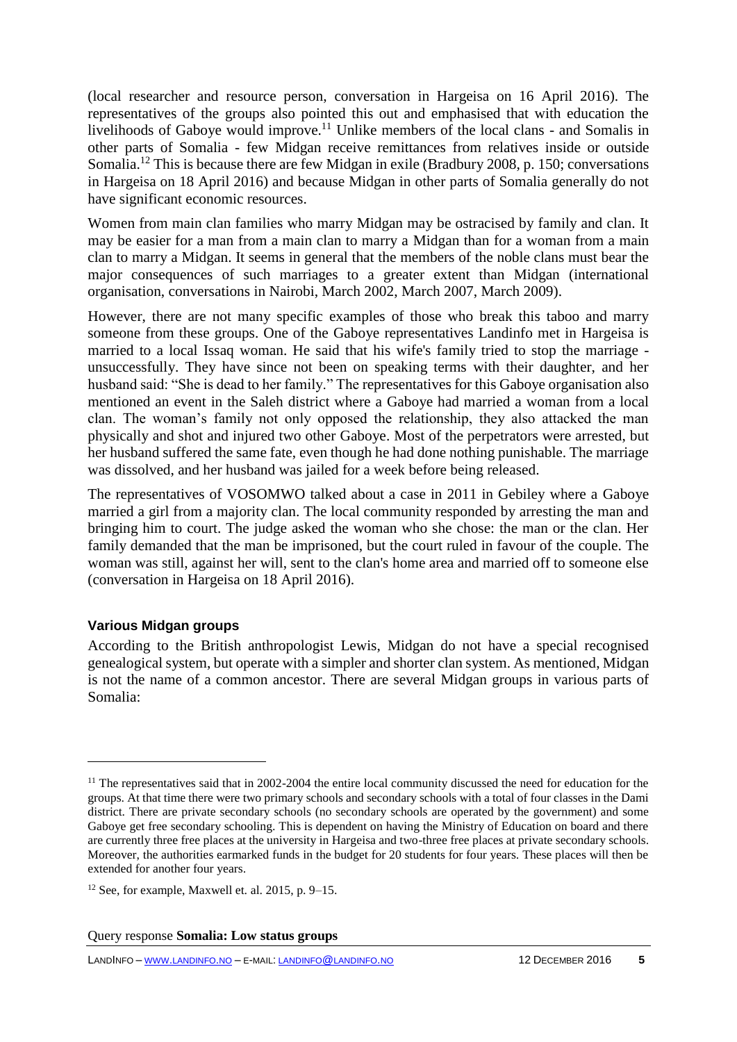(local researcher and resource person, conversation in Hargeisa on 16 April 2016). The representatives of the groups also pointed this out and emphasised that with education the livelihoods of Gaboye would improve.[11] Unlike members of the local clans - and Somalis in other parts of Somalia - few Midgan receive remittances from relatives inside or outside Somalia.[12] This is because there are few Midgan in exile (Bradbury 2008, p. 150; conversations in Hargeisa on 18 April 2016) and because Midgan in other parts of Somalia generally do not have significant economic resources.

Women from main clan families who marry Midgan may be ostracised by family and clan. It may be easier for a man from a main clan to marry a Midgan than for a woman from a main clan to marry a Midgan. It seems in general that the members of the noble clans must bear the major consequences of such marriages to a greater extent than Midgan (international organisation, conversations in Nairobi, March 2002, March 2007, March 2009).

However, there are not many specific examples of those who break this taboo and marry someone from these groups. One of the Gaboye representatives Landinfo met in Hargeisa is married to a local Issaq woman. He said that his wife's family tried to stop the marriage - unsuccessfully. They have since not been on speaking terms with their daughter, and her husband said: "She is dead to her family." The representatives for this Gaboye organisation also mentioned an event in the Saleh district where a Gaboye had married a woman from a local clan. The woman's family not only opposed the relationship, they also attacked the man physically and shot and injured two other Gaboye. Most of the perpetrators were arrested, but her husband suffered the same fate, even though he had done nothing punishable. The marriage was dissolved, and her husband was jailed for a week before being released.

The representatives of VOSOMWO talked about a case in 2011 in Gebiley where a Gaboye married a girl from a majority clan. The local community responded by arresting the man and bringing him to court. The judge asked the woman who she chose: the man or the clan. Her family demanded that the man be imprisoned, but the court ruled in favour of the couple. The woman was still, against her will, sent to the clan's home area and married off to someone else (conversation in Hargeisa on 18 April 2016).

### Various Midgan groups

According to the British anthropologist Lewis, Midgan do not have a special recognised genealogical system, but operate with a simpler and shorter clan system. As mentioned, Midgan is not the name of a common ancestor. There are several Midgan groups in various parts of Somalia:

---

[11] The representatives said that in 2002-2004 the entire local community discussed the need for education for the groups. At that time there were two primary schools and secondary schools with a total of four classes in the Dami district. There are private secondary schools (no secondary schools are operated by the government) and some Gaboye get free secondary schooling. This is dependent on having the Ministry of Education on board and there are currently three free places at the university in Hargeisa and two-three free places at private secondary schools. Moreover, the authorities earmarked funds in the budget for 20 students for four years. These places will then be extended for another four years.

[12] See, for example, Maxwell et. al. 2015, p. 9–15.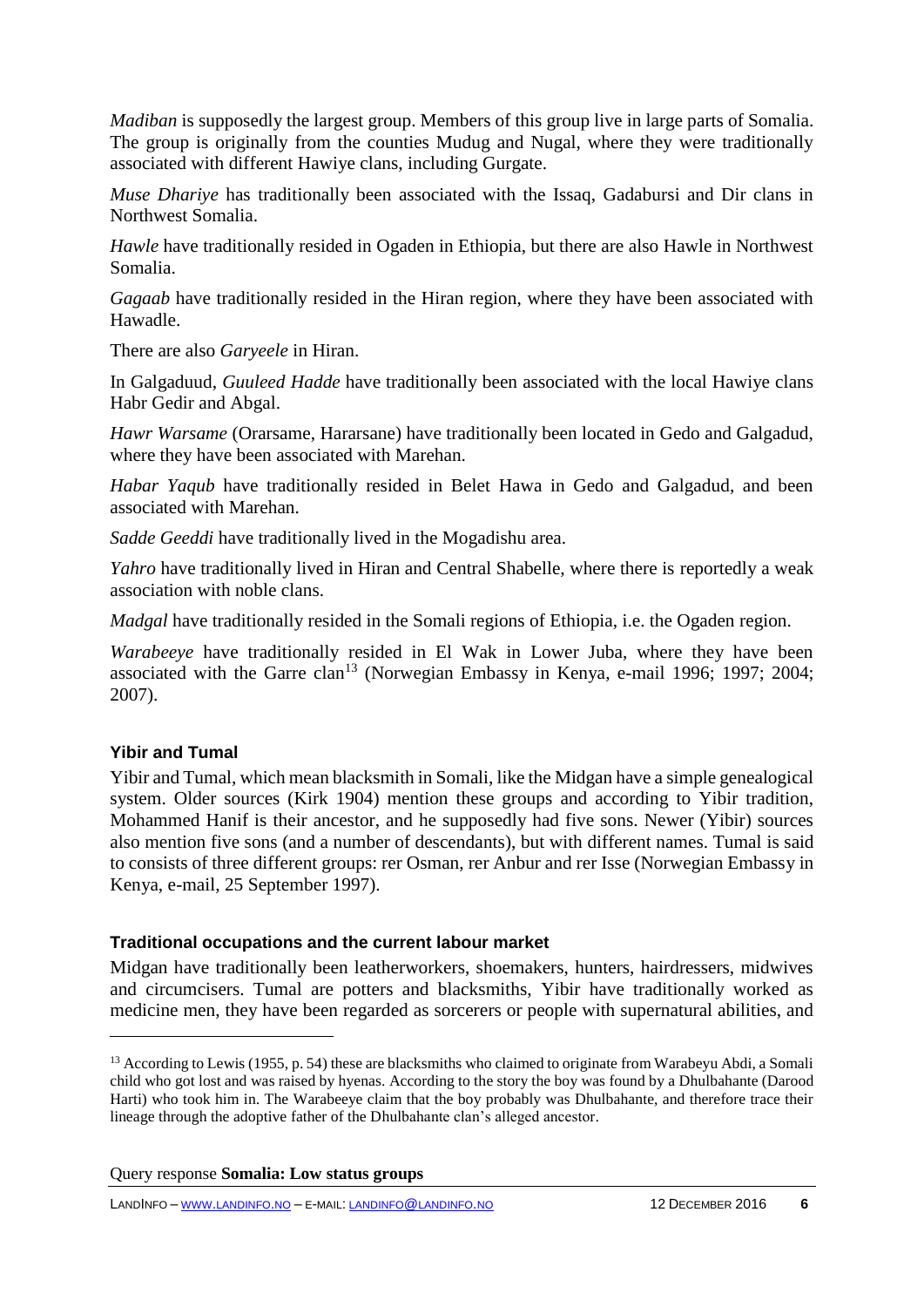*Madiban* is supposedly the largest group. Members of this group live in large parts of Somalia. The group is originally from the counties Mudug and Nugal, where they were traditionally associated with different Hawiye clans, including Gurgate.

*Muse Dhariye* has traditionally been associated with the Issaq, Gadabursi and Dir clans in Northwest Somalia.

*Hawle* have traditionally resided in Ogaden in Ethiopia, but there are also Hawle in Northwest Somalia.

*Gagaab* have traditionally resided in the Hiran region, where they have been associated with Hawadle.

There are also *Garyeele* in Hiran.

In Galgaduud, *Guuleed Hadde* have traditionally been associated with the local Hawiye clans Habr Gedir and Abgal.

*Hawr Warsame* (Orarsame, Hararsane) have traditionally been located in Gedo and Galgadud, where they have been associated with Marehan.

*Habar Yaqub* have traditionally resided in Belet Hawa in Gedo and Galgadud, and been associated with Marehan.

*Sadde Geeddi* have traditionally lived in the Mogadishu area.

*Yahro* have traditionally lived in Hiran and Central Shabelle, where there is reportedly a weak association with noble clans.

*Madgal* have traditionally resided in the Somali regions of Ethiopia, i.e. the Ogaden region.

*Warabeeye* have traditionally resided in El Wak in Lower Juba, where they have been associated with the Garre clan[13] (Norwegian Embassy in Kenya, e-mail 1996; 1997; 2004; 2007).

### Yibir and Tumal

Yibir and Tumal, which mean blacksmith in Somali, like the Midgan have a simple genealogical system. Older sources (Kirk 1904) mention these groups and according to Yibir tradition, Mohammed Hanif is their ancestor, and he supposedly had five sons. Newer (Yibir) sources also mention five sons (and a number of descendants), but with different names. Tumal is said to consists of three different groups: rer Osman, rer Anbur and rer Isse (Norwegian Embassy in Kenya, e-mail, 25 September 1997).

### Traditional occupations and the current labour market

Midgan have traditionally been leatherworkers, shoemakers, hunters, hairdressers, midwives and circumcisers. Tumal are potters and blacksmiths, Yibir have traditionally worked as medicine men, they have been regarded as sorcerers or people with supernatural abilities, and

[13] According to Lewis (1955, p. 54) these are blacksmiths who claimed to originate from Warabeyu Abdi, a Somali child who got lost and was raised by hyenas. According to the story the boy was found by a Dhulbahante (Darood Harti) who took him in. The Warabeeye claim that the boy probably was Dhulbahante, and therefore trace their lineage through the adoptive father of the Dhulbahante clan's alleged ancestor.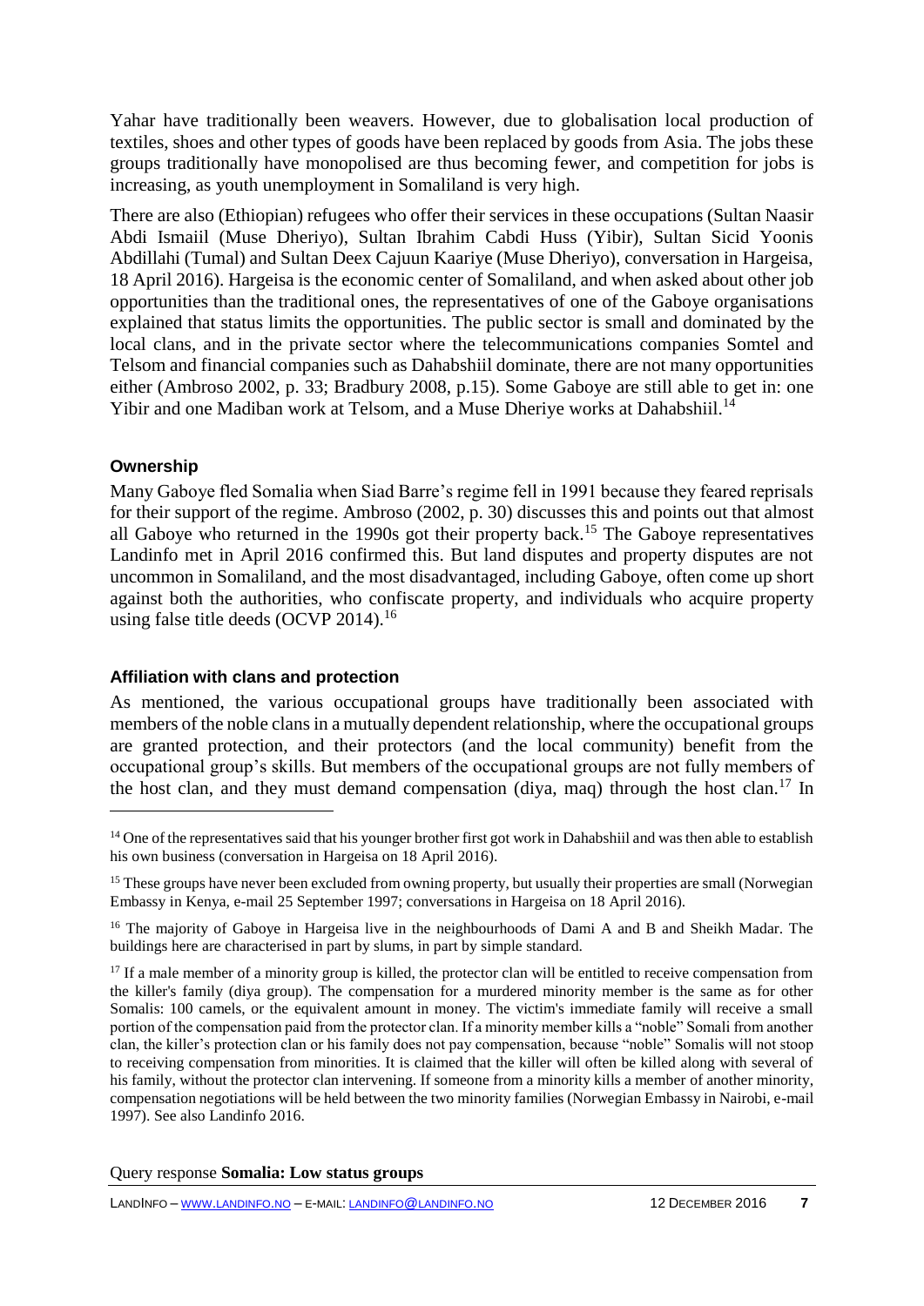Yahar have traditionally been weavers. However, due to globalisation local production of textiles, shoes and other types of goods have been replaced by goods from Asia. The jobs these groups traditionally have monopolised are thus becoming fewer, and competition for jobs is increasing, as youth unemployment in Somaliland is very high.

There are also (Ethiopian) refugees who offer their services in these occupations (Sultan Naasir Abdi Ismaiil (Muse Dheriyo), Sultan Ibrahim Cabdi Huss (Yibir), Sultan Sicid Yoonis Abdillahi (Tumal) and Sultan Deex Cajuun Kaariye (Muse Dheriyo), conversation in Hargeisa, 18 April 2016). Hargeisa is the economic center of Somaliland, and when asked about other job opportunities than the traditional ones, the representatives of one of the Gaboye organisations explained that status limits the opportunities. The public sector is small and dominated by the local clans, and in the private sector where the telecommunications companies Somtel and Telsom and financial companies such as Dahabshiil dominate, there are not many opportunities either (Ambroso 2002, p. 33; Bradbury 2008, p.15). Some Gaboye are still able to get in: one Yibir and one Madiban work at Telsom, and a Muse Dheriye works at Dahabshiil.[14]

### Ownership

Many Gaboye fled Somalia when Siad Barre's regime fell in 1991 because they feared reprisals for their support of the regime. Ambroso (2002, p. 30) discusses this and points out that almost all Gaboye who returned in the 1990s got their property back.[15] The Gaboye representatives Landinfo met in April 2016 confirmed this. But land disputes and property disputes are not uncommon in Somaliland, and the most disadvantaged, including Gaboye, often come up short against both the authorities, who confiscate property, and individuals who acquire property using false title deeds (OCVP 2014).[16]

### Affiliation with clans and protection

As mentioned, the various occupational groups have traditionally been associated with members of the noble clans in a mutually dependent relationship, where the occupational groups are granted protection, and their protectors (and the local community) benefit from the occupational group's skills. But members of the occupational groups are not fully members of the host clan, and they must demand compensation (diya, maq) through the host clan.[17] In

---

[14] One of the representatives said that his younger brother first got work in Dahabshiil and was then able to establish his own business (conversation in Hargeisa on 18 April 2016).

[15] These groups have never been excluded from owning property, but usually their properties are small (Norwegian Embassy in Kenya, e-mail 25 September 1997; conversations in Hargeisa on 18 April 2016).

[16] The majority of Gaboye in Hargeisa live in the neighbourhoods of Dami A and B and Sheikh Madar. The buildings here are characterised in part by slums, in part by simple standard.

[17] If a male member of a minority group is killed, the protector clan will be entitled to receive compensation from the killer's family (diya group). The compensation for a murdered minority member is the same as for other Somalis: 100 camels, or the equivalent amount in money. The victim's immediate family will receive a small portion of the compensation paid from the protector clan. If a minority member kills a "noble" Somali from another clan, the killer's protection clan or his family does not pay compensation, because "noble" Somalis will not stoop to receiving compensation from minorities. It is claimed that the killer will often be killed along with several of his family, without the protector clan intervening. If someone from a minority kills a member of another minority, compensation negotiations will be held between the two minority families (Norwegian Embassy in Nairobi, e-mail 1997). See also Landinfo 2016.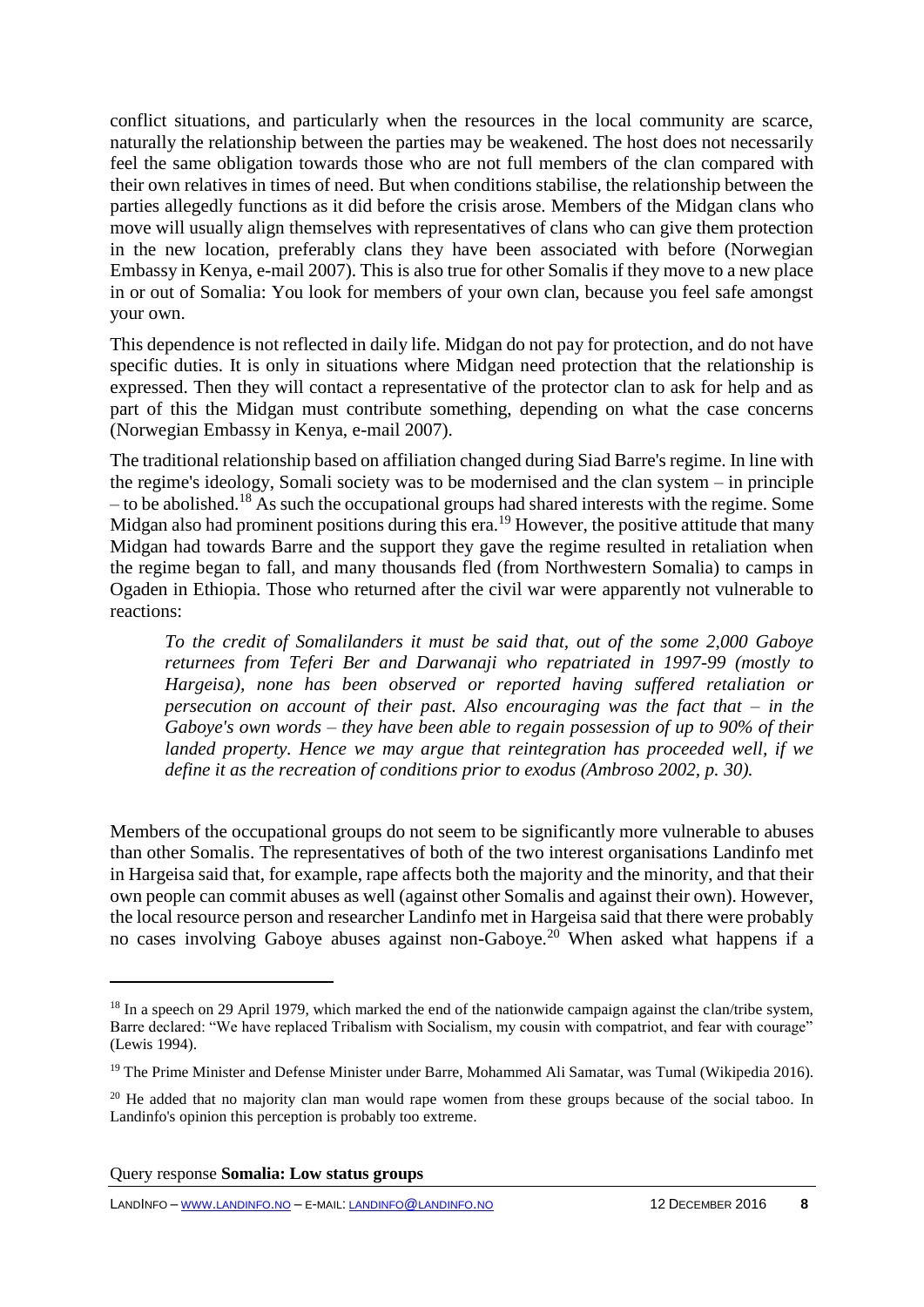conflict situations, and particularly when the resources in the local community are scarce, naturally the relationship between the parties may be weakened. The host does not necessarily feel the same obligation towards those who are not full members of the clan compared with their own relatives in times of need. But when conditions stabilise, the relationship between the parties allegedly functions as it did before the crisis arose. Members of the Midgan clans who move will usually align themselves with representatives of clans who can give them protection in the new location, preferably clans they have been associated with before (Norwegian Embassy in Kenya, e-mail 2007). This is also true for other Somalis if they move to a new place in or out of Somalia: You look for members of your own clan, because you feel safe amongst your own.

This dependence is not reflected in daily life. Midgan do not pay for protection, and do not have specific duties. It is only in situations where Midgan need protection that the relationship is expressed. Then they will contact a representative of the protector clan to ask for help and as part of this the Midgan must contribute something, depending on what the case concerns (Norwegian Embassy in Kenya, e-mail 2007).

The traditional relationship based on affiliation changed during Siad Barre's regime. In line with the regime's ideology, Somali society was to be modernised and the clan system – in principle – to be abolished.[18] As such the occupational groups had shared interests with the regime. Some Midgan also had prominent positions during this era.[19] However, the positive attitude that many Midgan had towards Barre and the support they gave the regime resulted in retaliation when the regime began to fall, and many thousands fled (from Northwestern Somalia) to camps in Ogaden in Ethiopia. Those who returned after the civil war were apparently not vulnerable to reactions:

> *To the credit of Somalilanders it must be said that, out of the some 2,000 Gaboye returnees from Teferi Ber and Darwanaji who repatriated in 1997-99 (mostly to Hargeisa), none has been observed or reported having suffered retaliation or persecution on account of their past. Also encouraging was the fact that – in the Gaboye's own words – they have been able to regain possession of up to 90% of their landed property. Hence we may argue that reintegration has proceeded well, if we define it as the recreation of conditions prior to exodus (Ambroso 2002, p. 30).*

Members of the occupational groups do not seem to be significantly more vulnerable to abuses than other Somalis. The representatives of both of the two interest organisations Landinfo met in Hargeisa said that, for example, rape affects both the majority and the minority, and that their own people can commit abuses as well (against other Somalis and against their own). However, the local resource person and researcher Landinfo met in Hargeisa said that there were probably no cases involving Gaboye abuses against non-Gaboye.[20] When asked what happens if a

---

[18] In a speech on 29 April 1979, which marked the end of the nationwide campaign against the clan/tribe system, Barre declared: "We have replaced Tribalism with Socialism, my cousin with compatriot, and fear with courage" (Lewis 1994).

[19] The Prime Minister and Defense Minister under Barre, Mohammed Ali Samatar, was Tumal (Wikipedia 2016).

[20] He added that no majority clan man would rape women from these groups because of the social taboo. In Landinfo's opinion this perception is probably too extreme.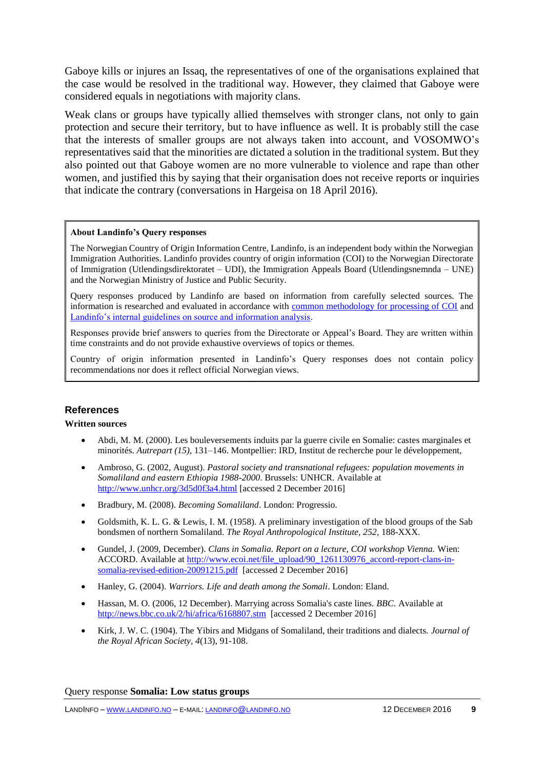Gaboye kills or injures an Issaq, the representatives of one of the organisations explained that the case would be resolved in the traditional way. However, they claimed that Gaboye were considered equals in negotiations with majority clans.

Weak clans or groups have typically allied themselves with stronger clans, not only to gain protection and secure their territory, but to have influence as well. It is probably still the case that the interests of smaller groups are not always taken into account, and VOSOMWO's representatives said that the minorities are dictated a solution in the traditional system. But they also pointed out that Gaboye women are no more vulnerable to violence and rape than other women, and justified this by saying that their organisation does not receive reports or inquiries that indicate the contrary (conversations in Hargeisa on 18 April 2016).

> **About Landinfo's Query responses**
>
> The Norwegian Country of Origin Information Centre, Landinfo, is an independent body within the Norwegian Immigration Authorities. Landinfo provides country of origin information (COI) to the Norwegian Directorate of Immigration (Utlendingsdirektoratet – UDI), the Immigration Appeals Board (Utlendingsnemnda – UNE) and the Norwegian Ministry of Justice and Public Security.
>
> Query responses produced by Landinfo are based on information from carefully selected sources. The information is researched and evaluated in accordance with common methodology for processing of COI and Landinfo's internal guidelines on source and information analysis.
>
> Responses provide brief answers to queries from the Directorate or Appeal's Board. They are written within time constraints and do not provide exhaustive overviews of topics or themes.
>
> Country of origin information presented in Landinfo's Query responses does not contain policy recommendations nor does it reflect official Norwegian views.

## References

**Written sources**

- Abdi, M. M. (2000). Les bouleversements induits par la guerre civile en Somalie: castes marginales et minorités. *Autrepart (15),* 131–146. Montpellier: IRD, Institut de recherche pour le développement,
- Ambroso, G. (2002, August). *Pastoral society and transnational refugees: population movements in Somaliland and eastern Ethiopia 1988-2000*. Brussels: UNHCR. Available at http://www.unhcr.org/3d5d0f3a4.html [accessed 2 December 2016]
- Bradbury, M. (2008). *Becoming Somaliland*. London: Progressio.
- Goldsmith, K. L. G. & Lewis, I. M. (1958). A preliminary investigation of the blood groups of the Sab bondsmen of northern Somaliland. *The Royal Anthropological Institute, 252*, 188-XXX.
- Gundel, J. (2009, December). *Clans in Somalia. Report on a lecture, COI workshop Vienna.* Wien: ACCORD. Available at http://www.ecoi.net/file_upload/90_1261130976_accord-report-clans-in-somalia-revised-edition-20091215.pdf [accessed 2 December 2016]
- Hanley, G. (2004). *Warriors. Life and death among the Somali*. London: Eland.
- Hassan, M. O. (2006, 12 December). Marrying across Somalia's caste lines. *BBC.* Available at http://news.bbc.co.uk/2/hi/africa/6168807.stm [accessed 2 December 2016]
- Kirk, J. W. C. (1904). The Yibirs and Midgans of Somaliland, their traditions and dialects. *Journal of the Royal African Society, 4*(13), 91-108.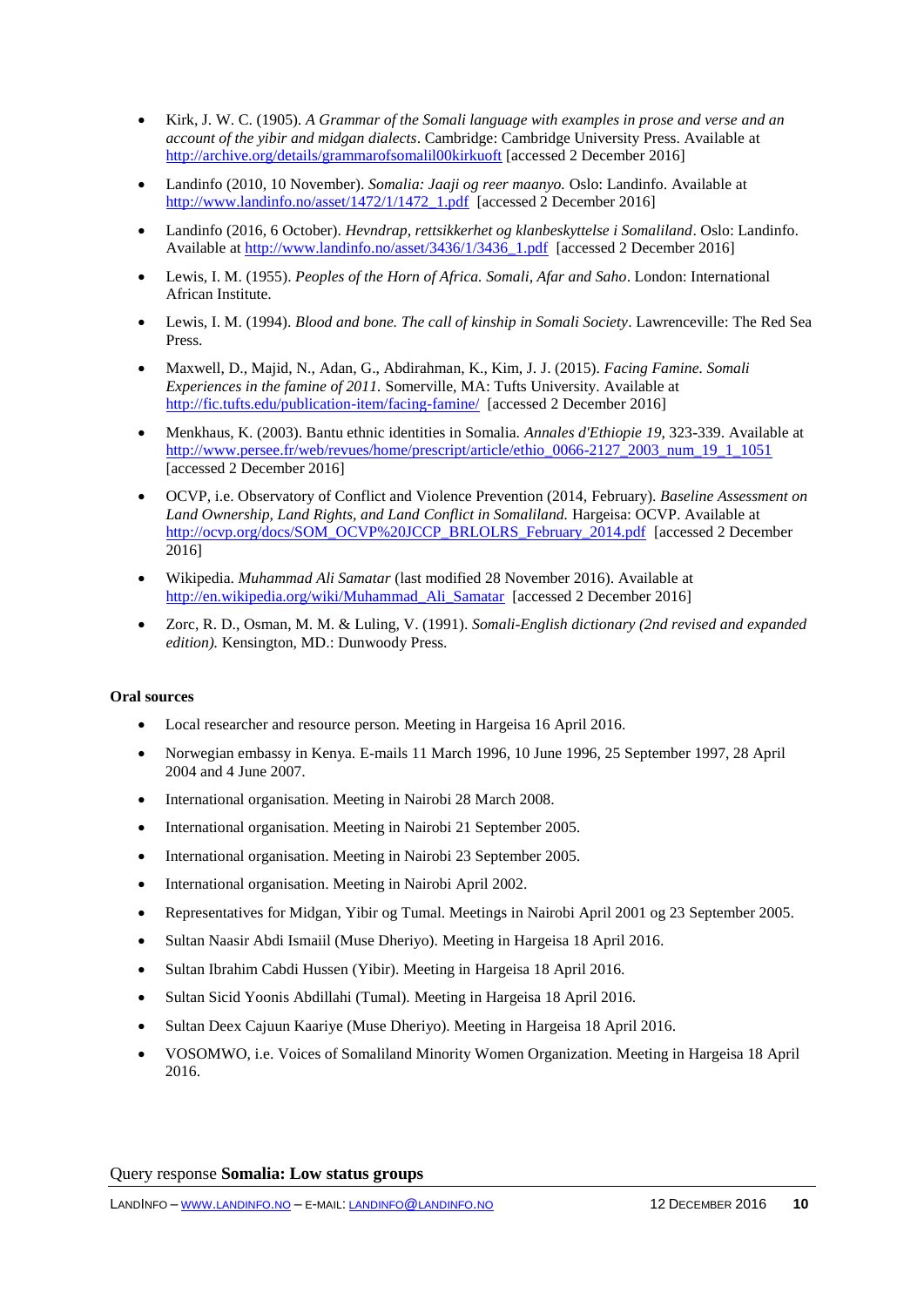- Kirk, J. W. C. (1905). *A Grammar of the Somali language with examples in prose and verse and an account of the yibir and midgan dialects*. Cambridge: Cambridge University Press. Available at http://archive.org/details/grammarofsomalil00kirkuoft [accessed 2 December 2016]

- Landinfo (2010, 10 November). *Somalia: Jaaji og reer maanyo.* Oslo: Landinfo. Available at http://www.landinfo.no/asset/1472/1/1472_1.pdf [accessed 2 December 2016]

- Landinfo (2016, 6 October). *Hevndrap, rettsikkerhet og klanbeskyttelse i Somaliland*. Oslo: Landinfo. Available at http://www.landinfo.no/asset/3436/1/3436_1.pdf [accessed 2 December 2016]

- Lewis, I. M. (1955). *Peoples of the Horn of Africa. Somali, Afar and Saho*. London: International African Institute.

- Lewis, I. M. (1994). *Blood and bone. The call of kinship in Somali Society*. Lawrenceville: The Red Sea Press.

- Maxwell, D., Majid, N., Adan, G., Abdirahman, K., Kim, J. J. (2015). *Facing Famine. Somali Experiences in the famine of 2011.* Somerville, MA: Tufts University. Available at http://fic.tufts.edu/publication-item/facing-famine/ [accessed 2 December 2016]

- Menkhaus, K. (2003). Bantu ethnic identities in Somalia. *Annales d'Ethiopie 19*, 323-339. Available at http://www.persee.fr/web/revues/home/prescript/article/ethio_0066-2127_2003_num_19_1_1051 [accessed 2 December 2016]

- OCVP, i.e. Observatory of Conflict and Violence Prevention (2014, February). *Baseline Assessment on Land Ownership, Land Rights, and Land Conflict in Somaliland.* Hargeisa: OCVP. Available at http://ocvp.org/docs/SOM_OCVP%20JCCP_BRLOLRS_February_2014.pdf [accessed 2 December 2016]

- Wikipedia. *Muhammad Ali Samatar* (last modified 28 November 2016). Available at http://en.wikipedia.org/wiki/Muhammad_Ali_Samatar [accessed 2 December 2016]

- Zorc, R. D., Osman, M. M. & Luling, V. (1991). *Somali-English dictionary (2nd revised and expanded edition).* Kensington, MD.: Dunwoody Press.

**Oral sources**

- Local researcher and resource person. Meeting in Hargeisa 16 April 2016.
- Norwegian embassy in Kenya. E-mails 11 March 1996, 10 June 1996, 25 September 1997, 28 April 2004 and 4 June 2007.
- International organisation. Meeting in Nairobi 28 March 2008.
- International organisation. Meeting in Nairobi 21 September 2005.
- International organisation. Meeting in Nairobi 23 September 2005.
- International organisation. Meeting in Nairobi April 2002.
- Representatives for Midgan, Yibir og Tumal. Meetings in Nairobi April 2001 og 23 September 2005.
- Sultan Naasir Abdi Ismaiil (Muse Dheriyo). Meeting in Hargeisa 18 April 2016.
- Sultan Ibrahim Cabdi Hussen (Yibir). Meeting in Hargeisa 18 April 2016.
- Sultan Sicid Yoonis Abdillahi (Tumal). Meeting in Hargeisa 18 April 2016.
- Sultan Deex Cajuun Kaariye (Muse Dheriyo). Meeting in Hargeisa 18 April 2016.
- VOSOMWO, i.e. Voices of Somaliland Minority Women Organization. Meeting in Hargeisa 18 April 2016.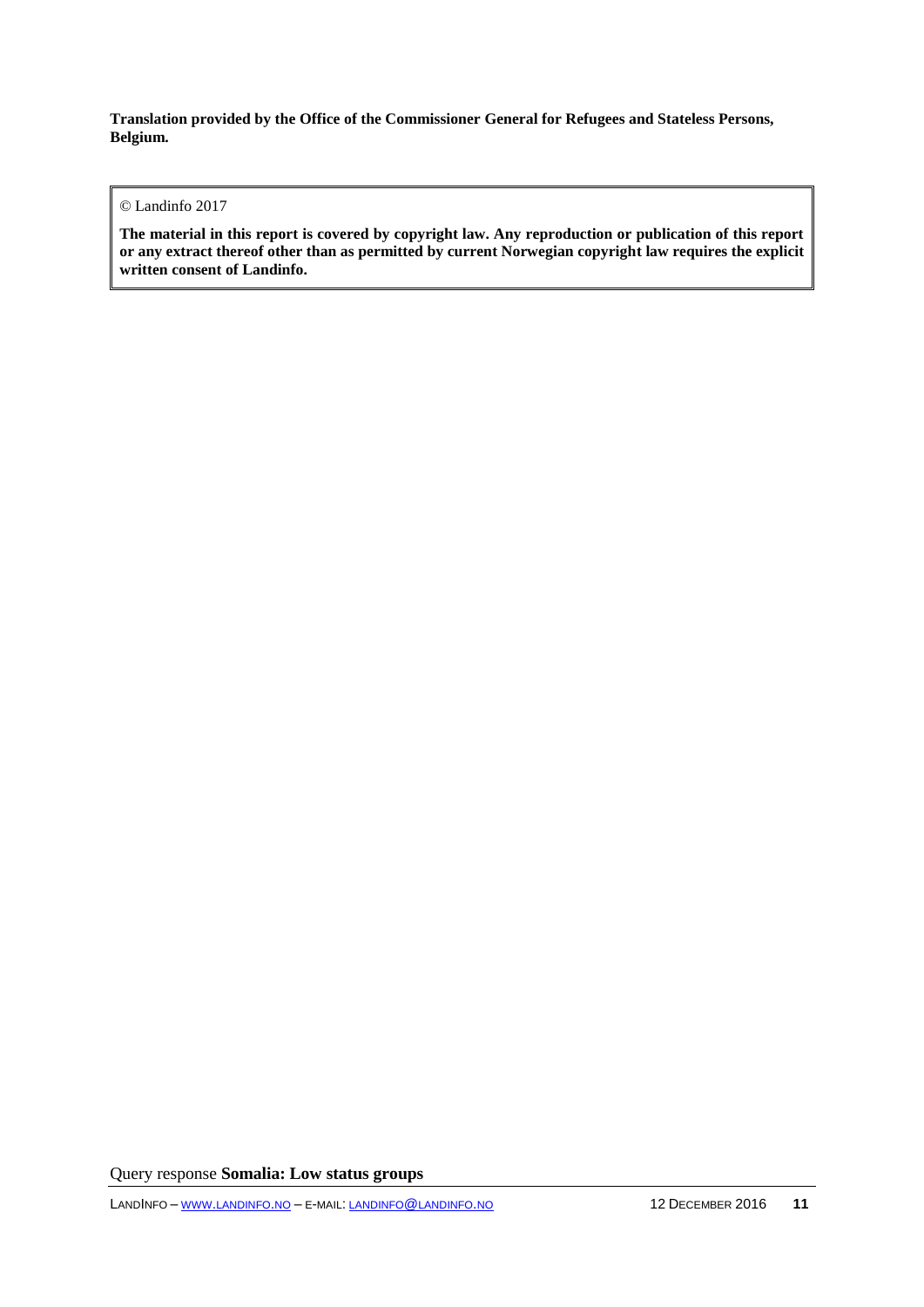**Translation provided by the Office of the Commissioner General for Refugees and Stateless Persons, Belgium.**

© Landinfo 2017

**The material in this report is covered by copyright law. Any reproduction or publication of this report or any extract thereof other than as permitted by current Norwegian copyright law requires the explicit written consent of Landinfo.**